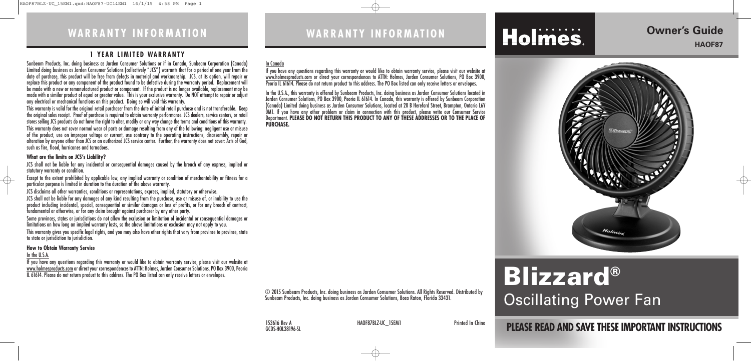# WARRANTY INFORMATION

## 1 YEAR LIMITED WARRANTY

Sunbeam Products, Inc. doing business as Jarden Consumer Solutions or if in Canada, Sunbeam Corporation (Canada) Limited doing business as Jarden Consumer Solutions (collectively "JCS") warrants that for a period of one year from the date of purchase, this product will be free from defects in material and workmanship. JCS, at its option, will repair or replace this product or any component of the product found to be defective during the warranty period. Replacement will be made with a new or remanufactured product or component. If the product is no longer available, replacement may be made with a similar product of equal or greater value. This is your exclusive warranty. Do NOT attempt to repair or adjust any electrical or mechanical functions on this product. Doing so will void this warranty.

This warranty is valid for the original retail purchaser from the date of initial retail purchase and is not transferable. Keep the original sales receipt. Proof of purchase is required to obtain warranty performance. JCS dealers, service centers, or retail stores selling JCS products do not have the right to alter, modify or any way change the terms and conditions of this warranty.

This warranty does not cover normal wear of parts or damage resulting from any of the following: negligent use or misuse of the product, use on improper voltage or current, use contrary to the operating instructions, disassembly, repair or alteration by anyone other than JCS or an authorized JCS service center. Further, the warranty does not cover: Acts of God, such as fire, flood, hurricanes and tornadoes.

**What are the limits on JCS's Liability?**

JCS shall not be liable for any incidental or consequential damages caused by the breach of any express, implied or statutory warranty or condition.

Except to the extent prohibited by applicable law, any implied warranty or condition of merchantability or fitness for a particular purpose is limited in duration to the duration of the above warranty.

JCS disclaims all other warranties, conditions or representations, express, implied, statutory or otherwise.

JCS shall not be liable for any damages of any kind resulting from the purchase, use or misuse of, or inability to use the product including incidental, special, consequential or similar damages or loss of profits, or for any breach of contract, fundamental or otherwise, or for any claim brought against purchaser by any other party.

Some provinces, states or jurisdictions do not allow the exclusion or limitation of incidental or consequential damages or limitations on how long an implied warranty lasts, so the above limitations or exclusion may not apply to you.

This warranty gives you specific legal rights, and you may also have other rights that vary from province to province, state to state or jurisdiction to jurisdiction.

**How to Obtain Warranty Service**

In the U.S.A.

If you have any questions regarding this warranty or would like to obtain warranty service, please visit our website at www.holmesproducts.com or direct your correspondences to ATTN: Holmes, Jarden Consumer Solutions, PO Box 3900, Peoria IL 61614. Please do not return product to this address. The PO Box listed can only receive letters or envelopes.

# WARRANTY INFORMATION

In Canada

If you have any questions regarding this warranty or would like to obtain warranty service, please visit our website at www.holmesproducts.com or direct your correspondences to ATTN: Holmes, Jarden Consumer Solutions, PO Box 3900, Peoria IL 61614. Please do not return product to this address. The PO Box listed can only receive letters or envelopes.

In the U.S.A., this warranty is offered by Sunbeam Products, Inc. doing business as Jarden Consumer Solutions located in Jarden Consumer Solutions, PO Box 3900, Peoria IL 61614. In Canada, this warranty is offered by Sunbeam Corporation (Canada) Limited doing business as Jarden Consumer Solutions, located at 20 B Hereford Street, Brampton, Ontario L6Y 0M1. If you have any other problem or claim in connection with this product, please write our Consumer Service Department. **PLEASE DO NOT RETURN THIS PRODUCT TO ANY OF THESE ADDRESSES OR TO THE PLACE OF PURCHASE.**

© 2015 Sunbeam Products, Inc. doing business as Jarden Consumer Solutions. All Rights Reserved. Distributed by Sunbeam Products, Inc. doing business as Jarden Consumer Solutions, Boca Raton, Florida 33431.

153616 Rev A
GCDS-HOL38196-SL

HAOF87BLZ-UC_15EM1

Printed In China

# Holmes.

**Owner's Guide**

**HAOF87**

# Blizzard®

## Oscillating Power Fan

**PLEASE READ AND SAVE THESE IMPORTANT INSTRUCTIONS**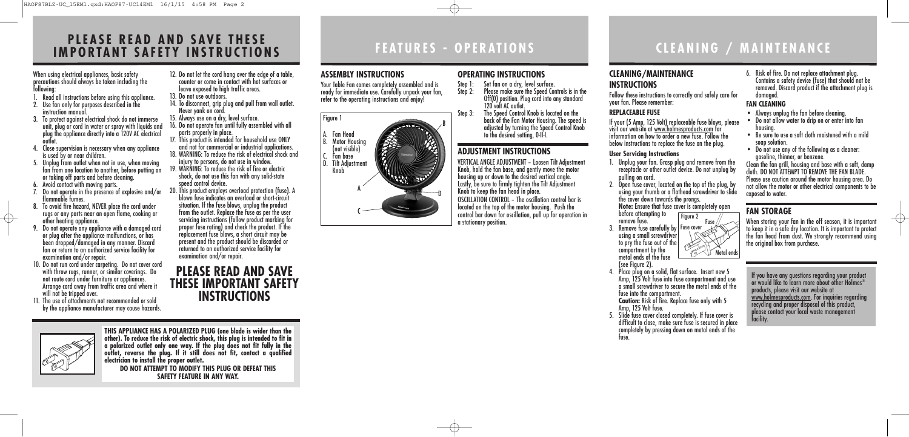# PLEASE READ AND SAVE THESE IMPORTANT SAFETY INSTRUCTIONS

When using electrical appliances, basic safety precautions should always be taken including the following:

1. Read all instructions before using this appliance.
2. Use fan only for purposes described in the instruction manual.
3. To protect against electrical shock do not immerse unit, plug or cord in water or spray with liquids and plug the appliance directly into a 120V AC electrical outlet.
4. Close supervision is necessary when any appliance is used by or near children.
5. Unplug from outlet when not in use, when moving fan from one location to another, before putting on or taking off parts and before cleaning.
6. Avoid contact with moving parts.
7. Do not operate in the presence of explosive and/or flammable fumes.
8. To avoid fire hazard, NEVER place the cord under rugs or any parts near an open flame, cooking or other heating appliance.
9. Do not operate any appliance with a damaged cord or plug after the appliance malfunctions, or has been dropped/damaged in any manner. Discard fan or return to an authorized service facility for examination and/or repair.
10. Do not run cord under carpeting. Do not cover cord with throw rugs, runner, or similar coverings. Do not route cord under furniture or appliances. Arrange cord away from traffic area and where it will not be tripped over.
11. The use of attachments not recommended or sold by the appliance manufacturer may cause hazards.
12. Do not let the cord hang over the edge of a table, counter or come in contact with hot surfaces or leave exposed to high traffic areas.
13. Do not use outdoors.
14. To disconnect, grip plug and pull from wall outlet. Never yank on cord.
15. Always use on a dry, level surface.
16. Do not operate fan until fully assembled with all parts properly in place.
17. This product is intended for household use ONLY and not for commercial or industrial applications.
18. WARNING: To reduce the risk of electrical shock and injury to persons, do not use in window.
19. WARNING: To reduce the risk of fire or electric shock, do not use this fan with any solid-state speed control device.
20. This product employs overload protection (fuse). A blown fuse indicates an overload or short-circuit situation. If the fuse blows, unplug the product from the outlet. Replace the fuse as per the user servicing instructions (follow product marking for proper fuse rating) and check the product. If the replacement fuse blows, a short circuit may be present and the product should be discarded or returned to an authorized service facility for examination and/or repair.

## PLEASE READ AND SAVE THESE IMPORTANT SAFETY INSTRUCTIONS

**THIS APPLIANCE HAS A POLARIZED PLUG (one blade is wider than the other). To reduce the risk of electric shock, this plug is intended to fit in a polarized outlet only one way. If the plug does not fit fully in the outlet, reverse the plug. If it still does not fit, contact a qualified electrician to install the proper outlet.**

**DO NOT ATTEMPT TO MODIFY THIS PLUG OR DEFEAT THIS SAFETY FEATURE IN ANY WAY.**

# FEATURES - OPERATIONS

## ASSEMBLY INSTRUCTIONS

Your Table Fan comes completely assembled and is ready for immediate use. Carefully unpack your fan, refer to the operating instructions and enjoy!

Figure 1

A. Fan Head
B. Motor Housing (not visible)
C. Fan base
D. Tilt Adjustment Knob

## OPERATING INSTRUCTIONS

Step 1: Set fan on a dry, level surface.

Step 2: Please make sure the Speed Controls is in the Off(0) position. Plug cord into any standard 120 volt AC outlet.

Step 3: The Speed Control Knob is located on the back of the Fan Motor Housing. The speed is adjusted by turning the Speed Control Knob to the desired setting, 0-II-I.

## ADJUSTMENT INSTRUCTIONS

VERTICAL ANGLE ADJUSTMENT – Loosen Tilt Adjustment Knob, hold the fan base, and gently move the motor housing up or down to the desired vertical angle. Lastly, be sure to firmly tighten the Tilt Adjustment Knob to keep the fan head in place.

OSCILLATION CONTROL – The oscillation control bar is located on the top of the motor housing. Push the control bar down for oscillation, pull up for operation in a stationary position.

# CLEANING / MAINTENANCE

## CLEANING/MAINTENANCE INSTRUCTIONS

Follow these instructions to correctly and safely care for your fan. Please remember:

### REPLACEABLE FUSE

If your (5 Amp, 125 Volt) replaceable fuse blows, please visit our website at www.holmesproducts.com for information on how to order a new fuse. Follow the below instructions to replace the fuse on the plug.

### User Servicing Instructions

1. Unplug your fan. Grasp plug and remove from the receptacle or other outlet device. Do not unplug by pulling on cord.
2. Open fuse cover, located on the top of the plug, by using your thumb or a flathead screwdriver to slide the cover down towards the prongs.
   **Note:** Ensure that fuse cover is completely open before attempting to remove fuse.
3. Remove fuse carefully by using a small screwdriver to pry the fuse out of the compartment by the metal ends of the fuse (see Figure 2).
4. Place plug on a solid, flat surface. Insert new 5 Amp, 125 Volt fuse into fuse compartment and use a small screwdriver to secure the metal ends of the fuse into the compartment.
   **Caution:** Risk of fire. Replace fuse only with 5 Amp, 125 Volt fuse.
5. Slide fuse cover closed completely. If fuse cover is difficult to close, make sure fuse is secured in place completely by pressing down on metal ends of the fuse.
6. Risk of fire. Do not replace attachment plug. Contains a safety device (fuse) that should not be removed. Discard product if the attachment plug is damaged.

Figure 2

Fuse cover
Fuse
Metal ends

### FAN CLEANING

- Always unplug the fan before cleaning.
- Do not allow water to drip on or enter into fan housing.
- Be sure to use a soft cloth moistened with a mild soap solution.
- Do not use any of the following as a cleaner: gasoline, thinner, or benzene.

Clean the fan grill, housing and base with a soft, damp cloth. DO NOT ATTEMPT TO REMOVE THE FAN BLADE. Please use caution around the motor housing area. Do not allow the motor or other electrical components to be exposed to water.

## FAN STORAGE

When storing your fan in the off season, it is important to keep it in a safe dry location. It is important to protect the fan head from dust. We strongly recommend using the original box from purchase.

If you have any questions regarding your product or would like to learn more about other Holmes® products, please visit our website at www.holmesproducts.com. For inquiries regarding recycling and proper disposal of this product, please contact your local waste management facility.